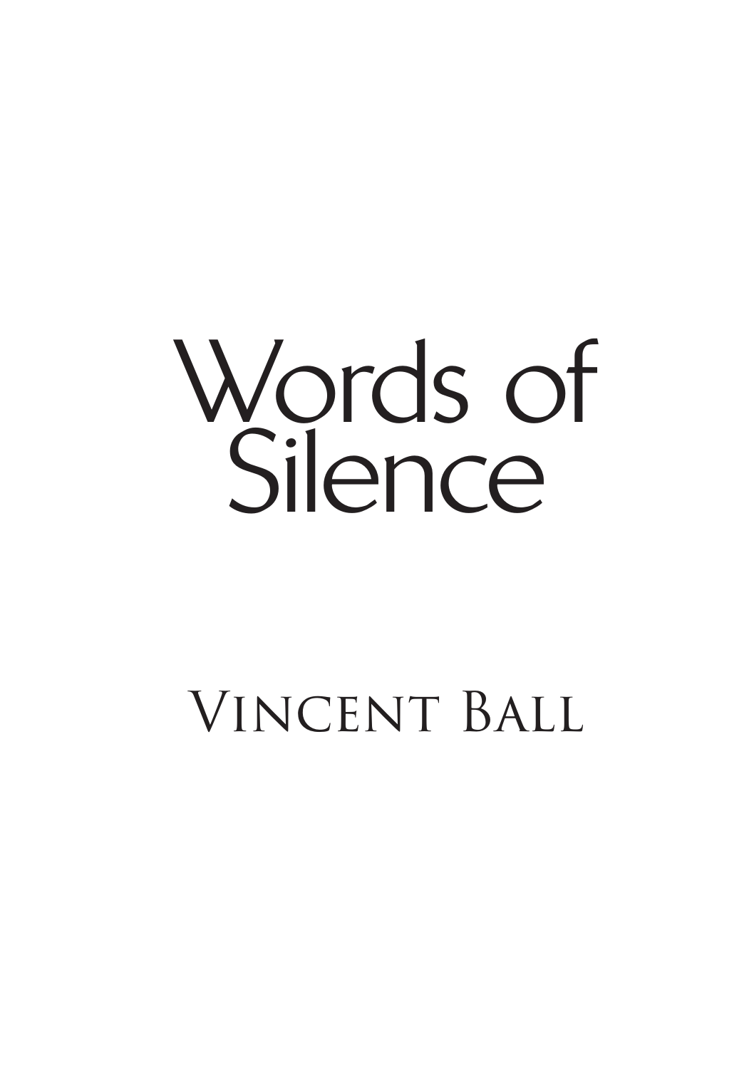# Words of Silence

## Vincent Ball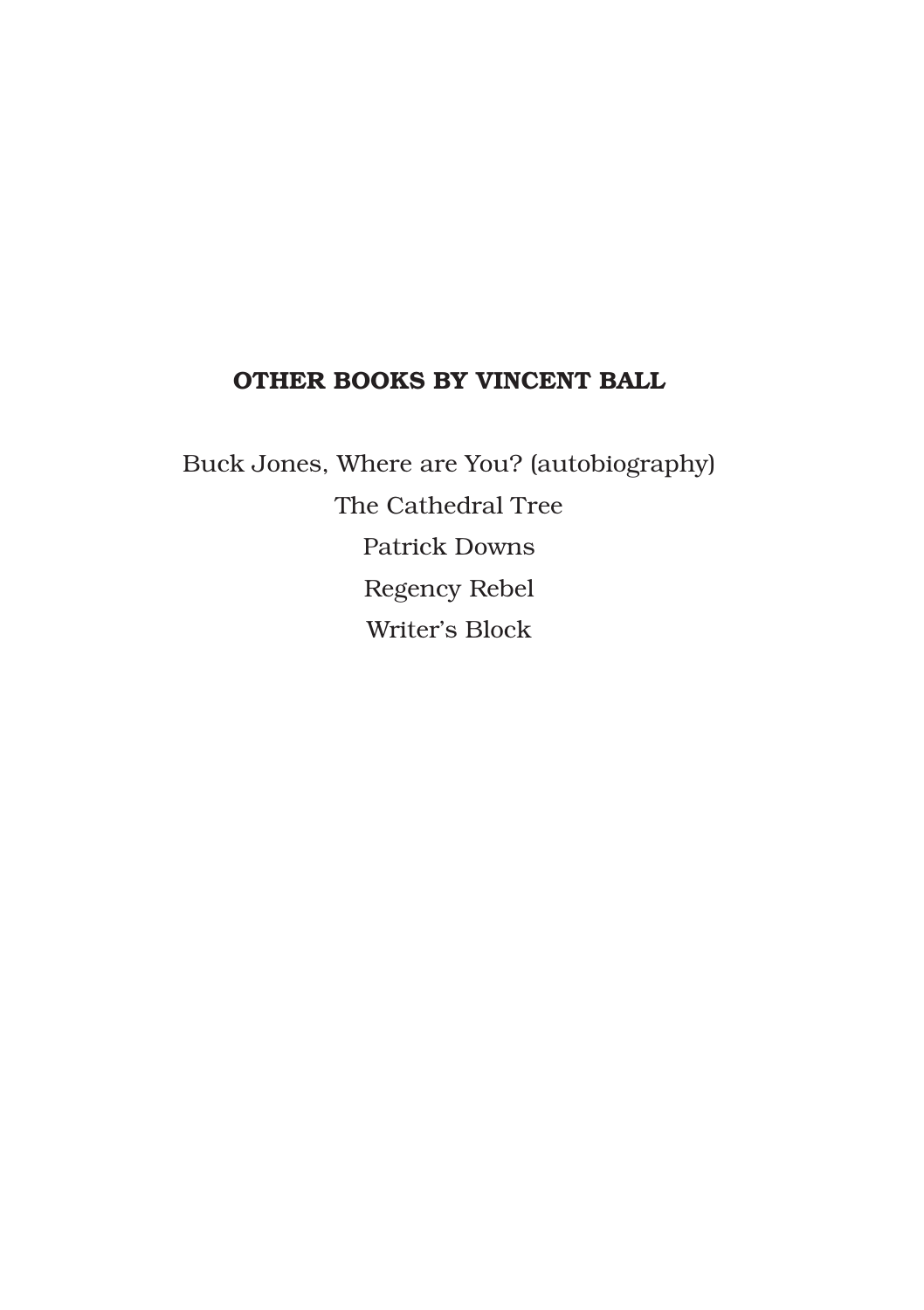**OTHER BOOKS BY VINCENT BALL**

Buck Jones, Where are You? (autobiography)

The Cathedral Tree

Patrick Downs

Regency Rebel

Writer's Block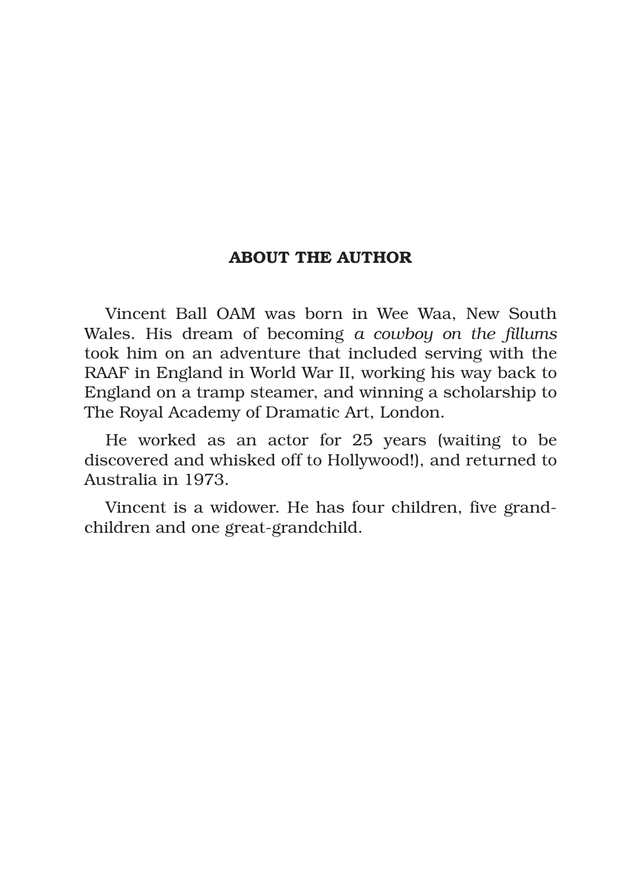## ABOUT THE AUTHOR

Vincent Ball OAM was born in Wee Waa, New South Wales. His dream of becoming *a cowboy on the fillums* took him on an adventure that included serving with the RAAF in England in World War II, working his way back to England on a tramp steamer, and winning a scholarship to The Royal Academy of Dramatic Art, London.

He worked as an actor for 25 years (waiting to be discovered and whisked off to Hollywood!), and returned to Australia in 1973.

Vincent is a widower. He has four children, five grandchildren and one great-grandchild.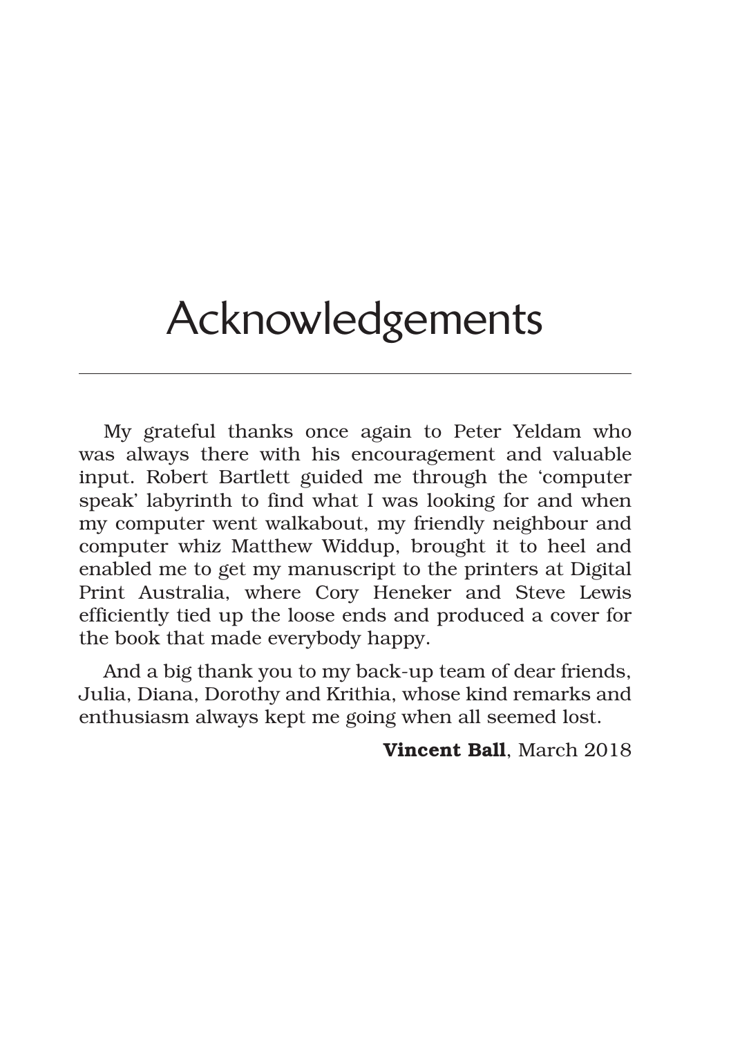# Acknowledgements

My grateful thanks once again to Peter Yeldam who was always there with his encouragement and valuable input. Robert Bartlett guided me through the 'computer speak' labyrinth to find what I was looking for and when my computer went walkabout, my friendly neighbour and computer whiz Matthew Widdup, brought it to heel and enabled me to get my manuscript to the printers at Digital Print Australia, where Cory Heneker and Steve Lewis efficiently tied up the loose ends and produced a cover for the book that made everybody happy.

And a big thank you to my back-up team of dear friends, Julia, Diana, Dorothy and Krithia, whose kind remarks and enthusiasm always kept me going when all seemed lost.

**Vincent Ball**, March 2018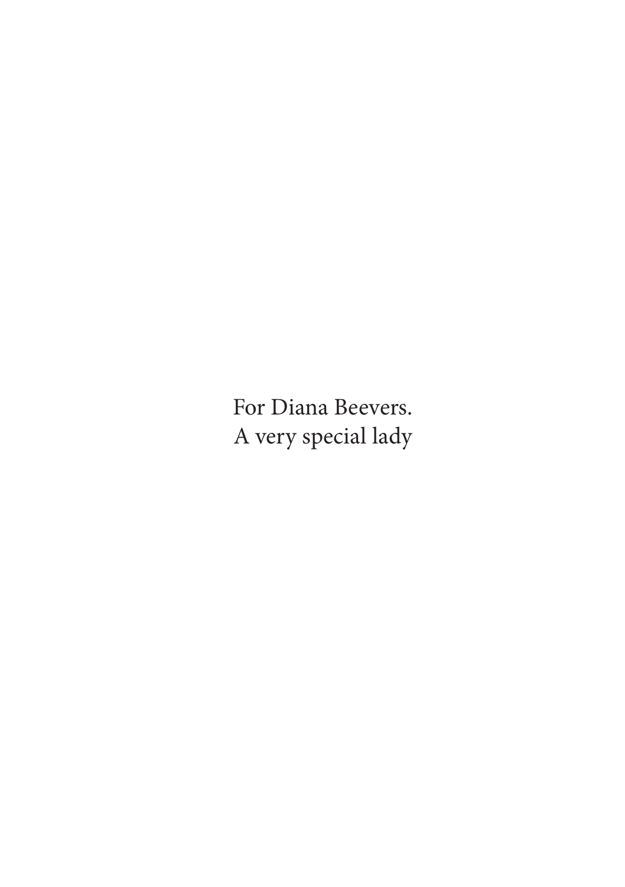For Diana Beevers.
A very special lady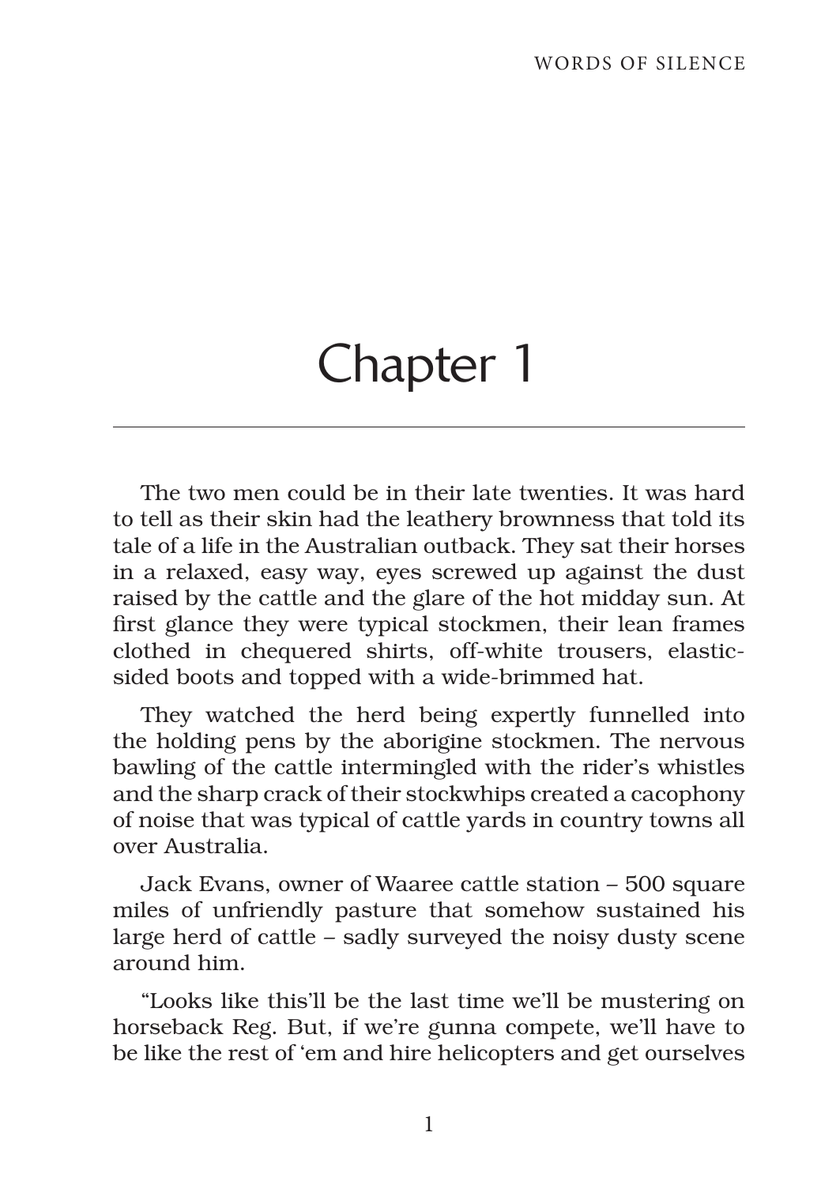# Chapter 1

The two men could be in their late twenties. It was hard to tell as their skin had the leathery brownness that told its tale of a life in the Australian outback. They sat their horses in a relaxed, easy way, eyes screwed up against the dust raised by the cattle and the glare of the hot midday sun. At first glance they were typical stockmen, their lean frames clothed in chequered shirts, off-white trousers, elastic-sided boots and topped with a wide-brimmed hat.

They watched the herd being expertly funnelled into the holding pens by the aborigine stockmen. The nervous bawling of the cattle intermingled with the rider's whistles and the sharp crack of their stockwhips created a cacophony of noise that was typical of cattle yards in country towns all over Australia.

Jack Evans, owner of Waaree cattle station – 500 square miles of unfriendly pasture that somehow sustained his large herd of cattle – sadly surveyed the noisy dusty scene around him.

"Looks like this'll be the last time we'll be mustering on horseback Reg. But, if we're gunna compete, we'll have to be like the rest of 'em and hire helicopters and get ourselves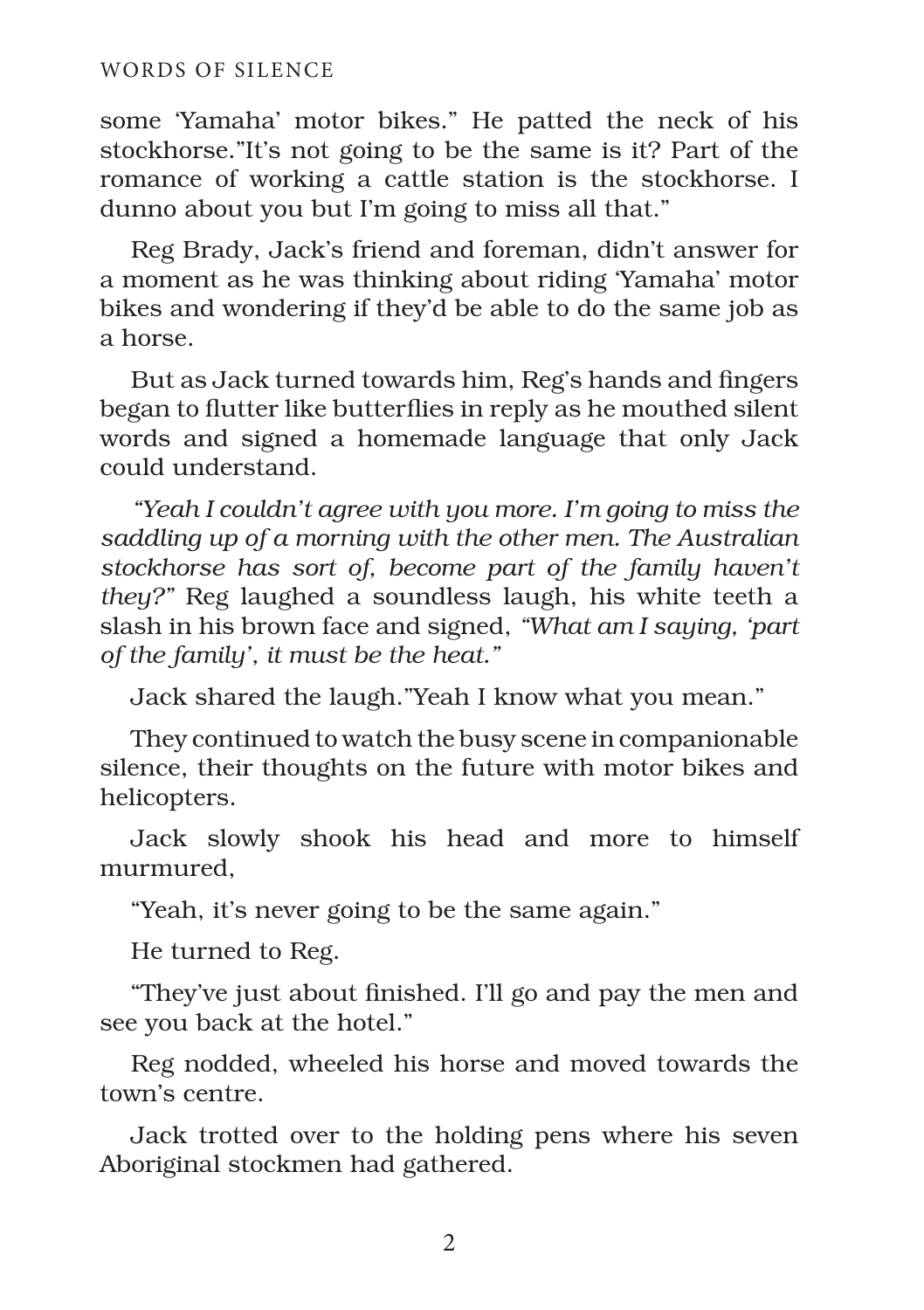some 'Yamaha' motor bikes." He patted the neck of his stockhorse."It's not going to be the same is it? Part of the romance of working a cattle station is the stockhorse. I dunno about you but I'm going to miss all that."

Reg Brady, Jack's friend and foreman, didn't answer for a moment as he was thinking about riding 'Yamaha' motor bikes and wondering if they'd be able to do the same job as a horse.

But as Jack turned towards him, Reg's hands and fingers began to flutter like butterflies in reply as he mouthed silent words and signed a homemade language that only Jack could understand.

*"Yeah I couldn't agree with you more. I'm going to miss the saddling up of a morning with the other men. The Australian stockhorse has sort of, become part of the family haven't they?"* Reg laughed a soundless laugh, his white teeth a slash in his brown face and signed, *"What am I saying, 'part of the family', it must be the heat."*

Jack shared the laugh."Yeah I know what you mean."

They continued to watch the busy scene in companionable silence, their thoughts on the future with motor bikes and helicopters.

Jack slowly shook his head and more to himself murmured,

"Yeah, it's never going to be the same again."

He turned to Reg.

"They've just about finished. I'll go and pay the men and see you back at the hotel."

Reg nodded, wheeled his horse and moved towards the town's centre.

Jack trotted over to the holding pens where his seven Aboriginal stockmen had gathered.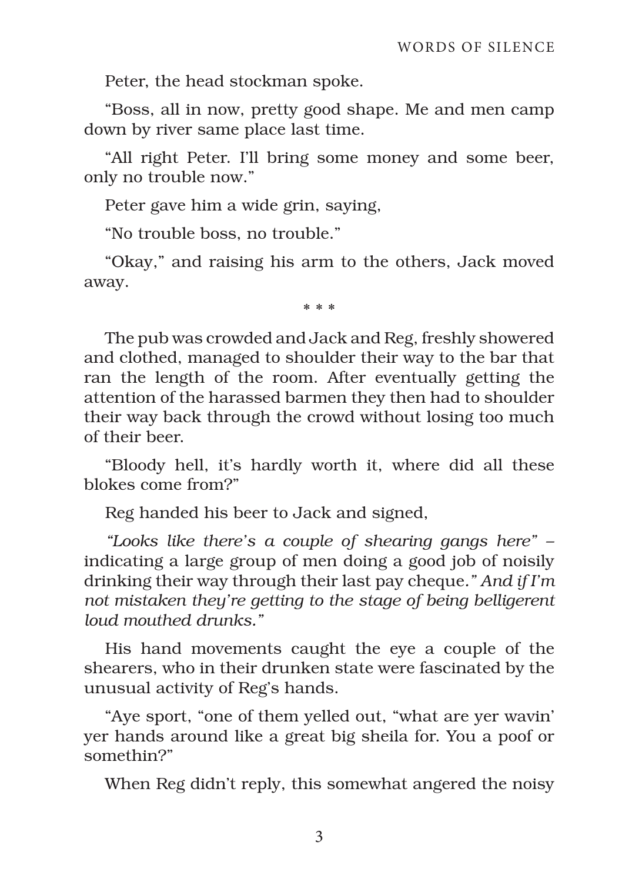Peter, the head stockman spoke.

“Boss, all in now, pretty good shape. Me and men camp down by river same place last time.

“All right Peter. I’ll bring some money and some beer, only no trouble now.”

Peter gave him a wide grin, saying,

“No trouble boss, no trouble.”

“Okay,” and raising his arm to the others, Jack moved away.

\* \* \*

The pub was crowded and Jack and Reg, freshly showered and clothed, managed to shoulder their way to the bar that ran the length of the room. After eventually getting the attention of the harassed barmen they then had to shoulder their way back through the crowd without losing too much of their beer.

“Bloody hell, it’s hardly worth it, where did all these blokes come from?”

Reg handed his beer to Jack and signed,

*“Looks like there’s a couple of shearing gangs here”* – indicating a large group of men doing a good job of noisily drinking their way through their last pay cheque.*” And if I’m not mistaken they’re getting to the stage of being belligerent loud mouthed drunks.”*

His hand movements caught the eye a couple of the shearers, who in their drunken state were fascinated by the unusual activity of Reg’s hands.

“Aye sport, “one of them yelled out, “what are yer wavin’ yer hands around like a great big sheila for. You a poof or somethin?”

When Reg didn’t reply, this somewhat angered the noisy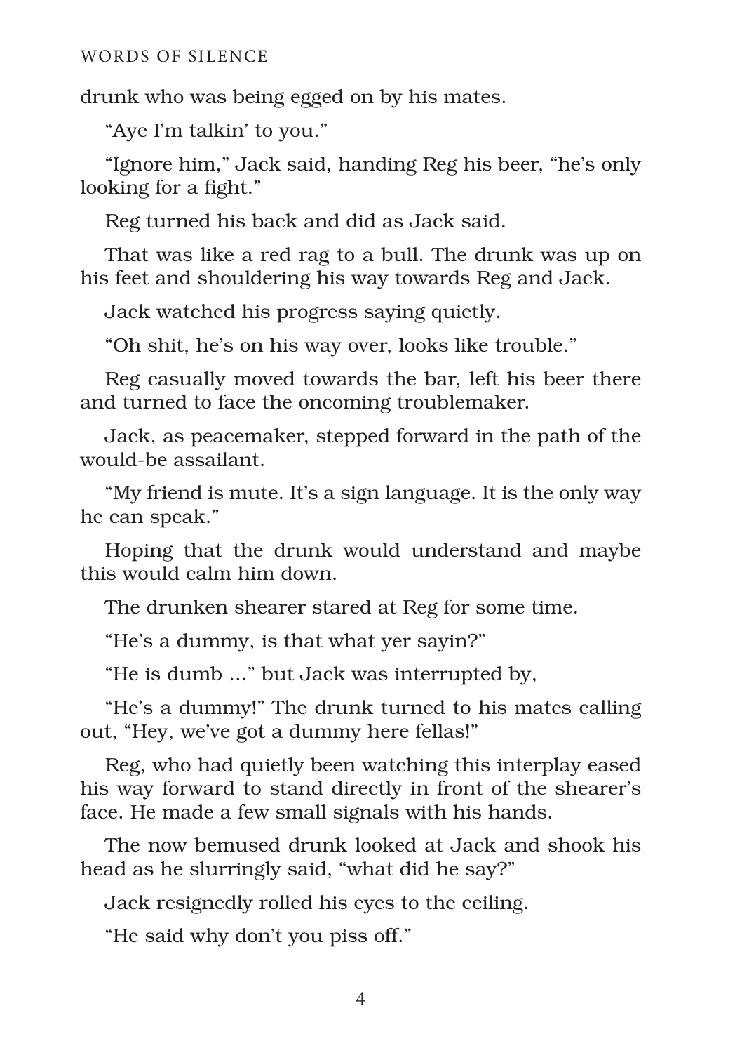drunk who was being egged on by his mates.

"Aye I'm talkin' to you."

"Ignore him," Jack said, handing Reg his beer, "he's only looking for a fight."

Reg turned his back and did as Jack said.

That was like a red rag to a bull. The drunk was up on his feet and shouldering his way towards Reg and Jack.

Jack watched his progress saying quietly.

"Oh shit, he's on his way over, looks like trouble."

Reg casually moved towards the bar, left his beer there and turned to face the oncoming troublemaker.

Jack, as peacemaker, stepped forward in the path of the would-be assailant.

"My friend is mute. It's a sign language. It is the only way he can speak."

Hoping that the drunk would understand and maybe this would calm him down.

The drunken shearer stared at Reg for some time.

"He's a dummy, is that what yer sayin?"

"He is dumb ..." but Jack was interrupted by,

"He's a dummy!" The drunk turned to his mates calling out, "Hey, we've got a dummy here fellas!"

Reg, who had quietly been watching this interplay eased his way forward to stand directly in front of the shearer's face. He made a few small signals with his hands.

The now bemused drunk looked at Jack and shook his head as he slurringly said, "what did he say?"

Jack resignedly rolled his eyes to the ceiling.

"He said why don't you piss off."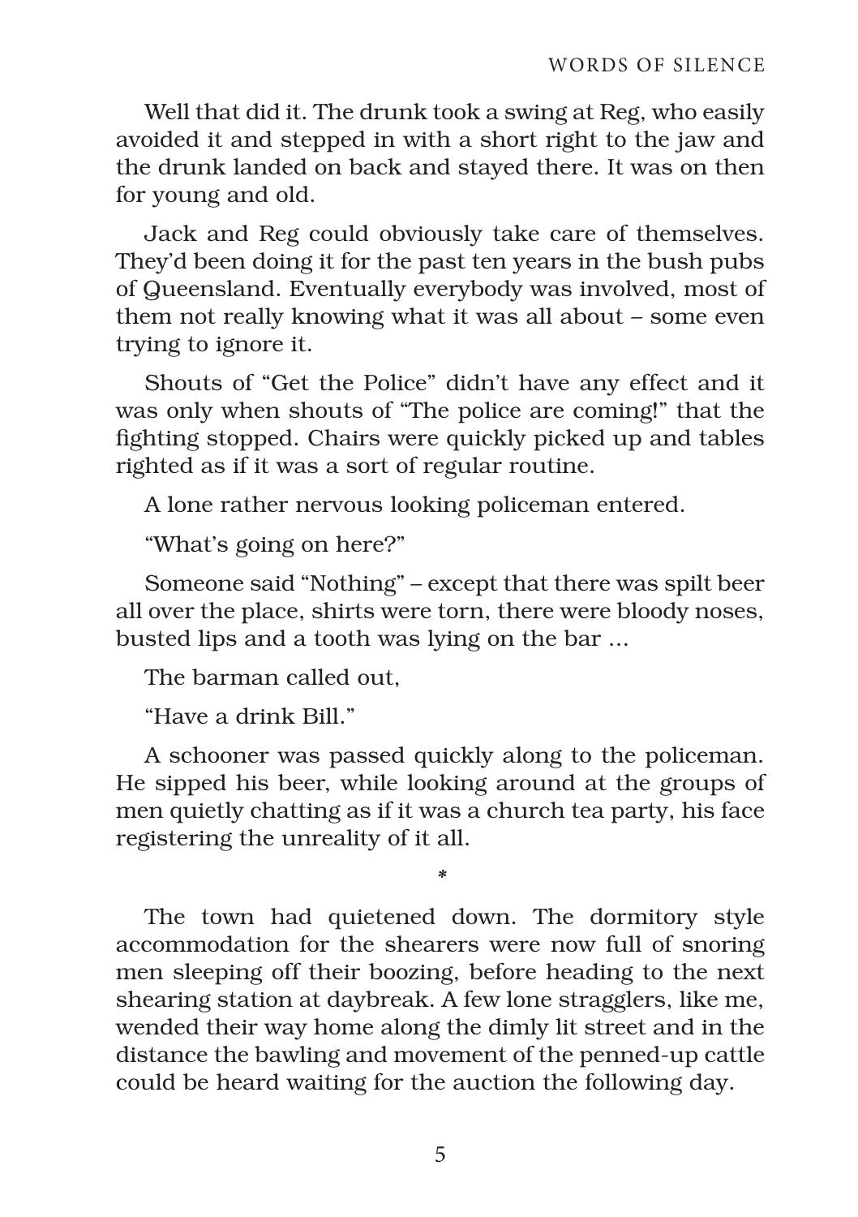Well that did it. The drunk took a swing at Reg, who easily avoided it and stepped in with a short right to the jaw and the drunk landed on back and stayed there. It was on then for young and old.

Jack and Reg could obviously take care of themselves. They'd been doing it for the past ten years in the bush pubs of Queensland. Eventually everybody was involved, most of them not really knowing what it was all about – some even trying to ignore it.

Shouts of "Get the Police" didn't have any effect and it was only when shouts of "The police are coming!" that the fighting stopped. Chairs were quickly picked up and tables righted as if it was a sort of regular routine.

A lone rather nervous looking policeman entered.

"What's going on here?"

Someone said "Nothing" – except that there was spilt beer all over the place, shirts were torn, there were bloody noses, busted lips and a tooth was lying on the bar ...

The barman called out,

"Have a drink Bill."

A schooner was passed quickly along to the policeman. He sipped his beer, while looking around at the groups of men quietly chatting as if it was a church tea party, his face registering the unreality of it all.

*

The town had quietened down. The dormitory style accommodation for the shearers were now full of snoring men sleeping off their boozing, before heading to the next shearing station at daybreak. A few lone stragglers, like me, wended their way home along the dimly lit street and in the distance the bawling and movement of the penned-up cattle could be heard waiting for the auction the following day.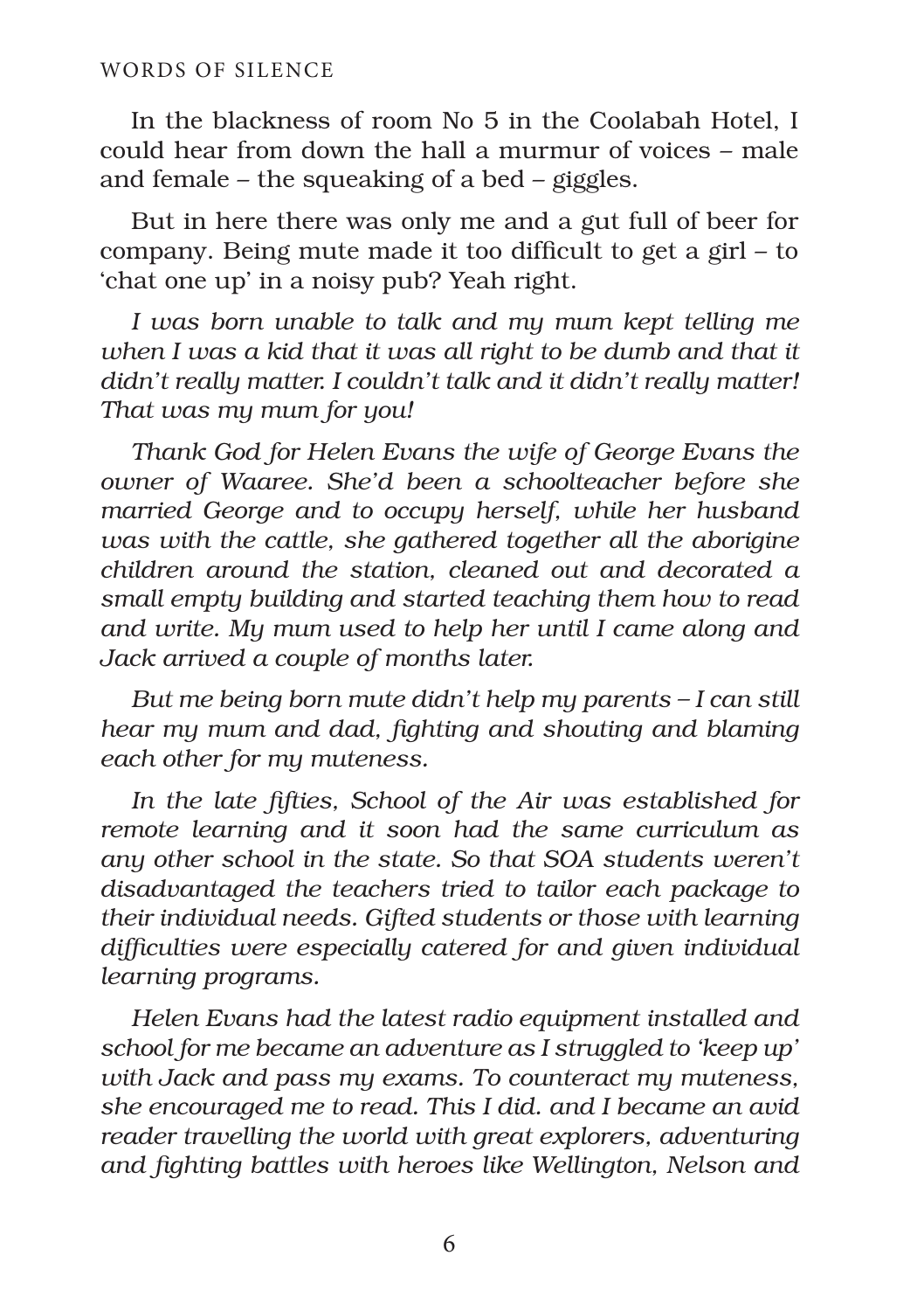In the blackness of room No 5 in the Coolabah Hotel, I could hear from down the hall a murmur of voices – male and female – the squeaking of a bed – giggles.

But in here there was only me and a gut full of beer for company. Being mute made it too difficult to get a girl – to 'chat one up' in a noisy pub? Yeah right.

*I was born unable to talk and my mum kept telling me when I was a kid that it was all right to be dumb and that it didn't really matter. I couldn't talk and it didn't really matter! That was my mum for you!*

*Thank God for Helen Evans the wife of George Evans the owner of Waaree. She'd been a schoolteacher before she married George and to occupy herself, while her husband was with the cattle, she gathered together all the aborigine children around the station, cleaned out and decorated a small empty building and started teaching them how to read and write. My mum used to help her until I came along and Jack arrived a couple of months later.*

*But me being born mute didn't help my parents – I can still hear my mum and dad, fighting and shouting and blaming each other for my muteness.*

*In the late fifties, School of the Air was established for remote learning and it soon had the same curriculum as any other school in the state. So that SOA students weren't disadvantaged the teachers tried to tailor each package to their individual needs. Gifted students or those with learning difficulties were especially catered for and given individual learning programs.*

*Helen Evans had the latest radio equipment installed and school for me became an adventure as I struggled to 'keep up' with Jack and pass my exams. To counteract my muteness, she encouraged me to read. This I did. and I became an avid reader travelling the world with great explorers, adventuring and fighting battles with heroes like Wellington, Nelson and*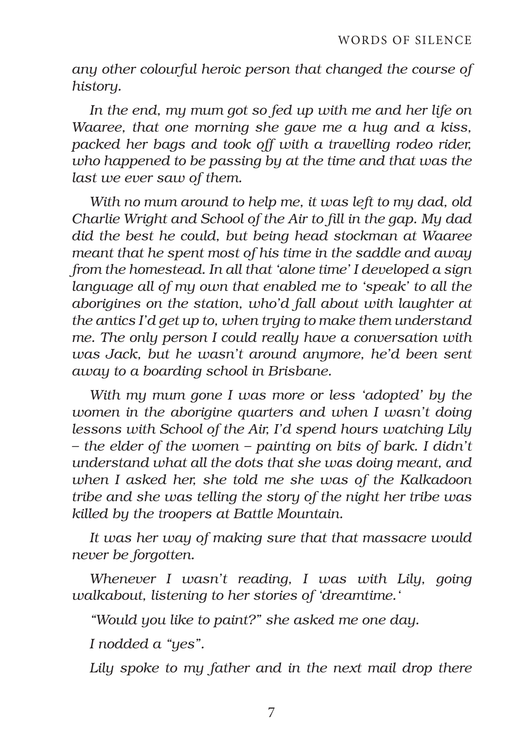*any other colourful heroic person that changed the course of history.*

*In the end, my mum got so fed up with me and her life on Waaree, that one morning she gave me a hug and a kiss, packed her bags and took off with a travelling rodeo rider, who happened to be passing by at the time and that was the last we ever saw of them.*

*With no mum around to help me, it was left to my dad, old Charlie Wright and School of the Air to fill in the gap. My dad did the best he could, but being head stockman at Waaree meant that he spent most of his time in the saddle and away from the homestead. In all that 'alone time' I developed a sign language all of my own that enabled me to 'speak' to all the aborigines on the station, who'd fall about with laughter at the antics I'd get up to, when trying to make them understand me. The only person I could really have a conversation with was Jack, but he wasn't around anymore, he'd been sent away to a boarding school in Brisbane.*

*With my mum gone I was more or less 'adopted' by the women in the aborigine quarters and when I wasn't doing lessons with School of the Air, I'd spend hours watching Lily – the elder of the women – painting on bits of bark. I didn't understand what all the dots that she was doing meant, and when I asked her, she told me she was of the Kalkadoon tribe and she was telling the story of the night her tribe was killed by the troopers at Battle Mountain.*

*It was her way of making sure that that massacre would never be forgotten.*

*Whenever I wasn't reading, I was with Lily, going walkabout, listening to her stories of 'dreamtime.'*

*"Would you like to paint?" she asked me one day.*

*I nodded a "yes".*

*Lily spoke to my father and in the next mail drop there*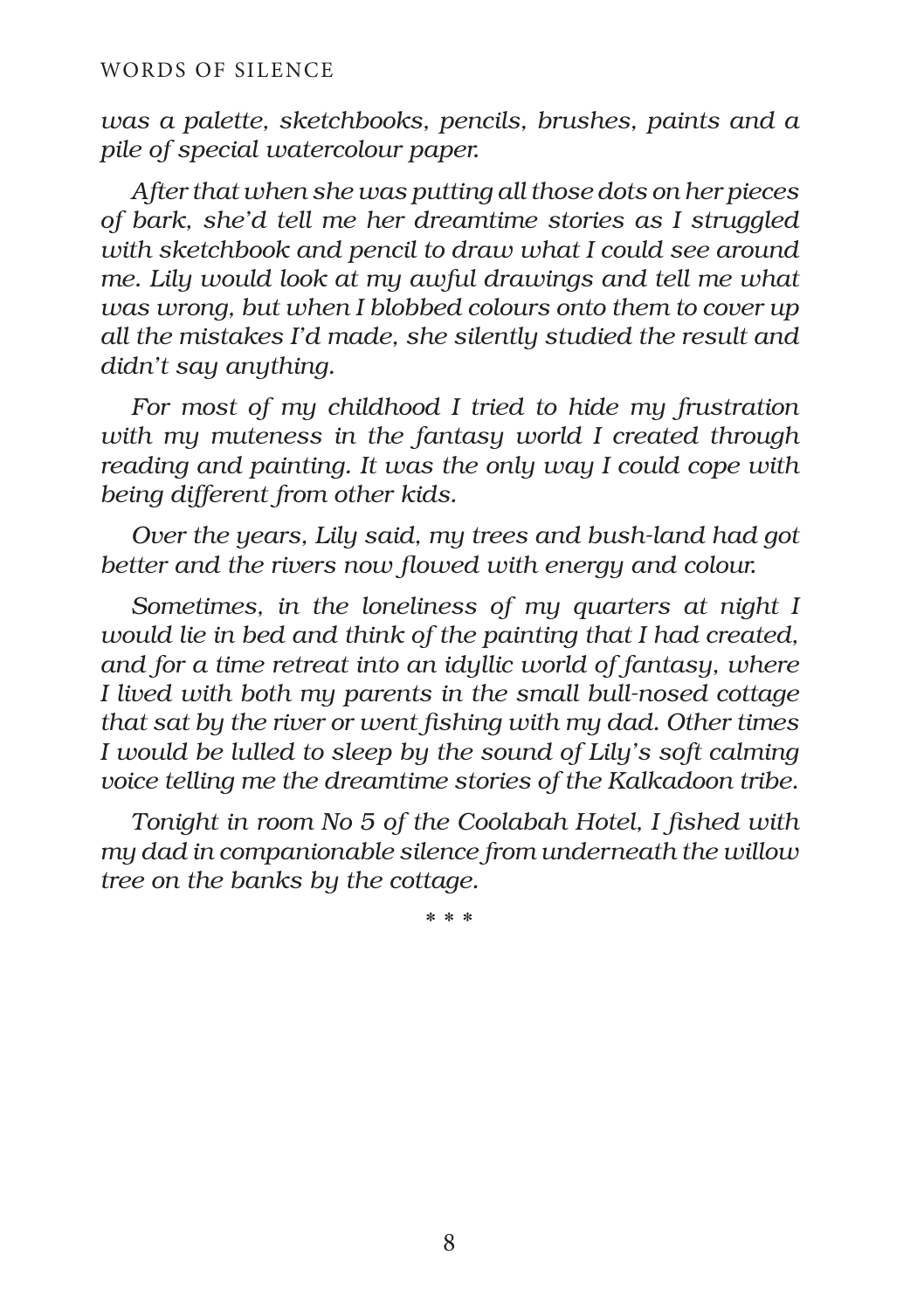*was a palette, sketchbooks, pencils, brushes, paints and a pile of special watercolour paper.*

*After that when she was putting all those dots on her pieces of bark, she'd tell me her dreamtime stories as I struggled with sketchbook and pencil to draw what I could see around me. Lily would look at my awful drawings and tell me what was wrong, but when I blobbed colours onto them to cover up all the mistakes I'd made, she silently studied the result and didn't say anything.*

*For most of my childhood I tried to hide my frustration with my muteness in the fantasy world I created through reading and painting. It was the only way I could cope with being different from other kids.*

*Over the years, Lily said, my trees and bush-land had got better and the rivers now flowed with energy and colour.*

*Sometimes, in the loneliness of my quarters at night I would lie in bed and think of the painting that I had created, and for a time retreat into an idyllic world of fantasy, where I lived with both my parents in the small bull-nosed cottage that sat by the river or went fishing with my dad. Other times I would be lulled to sleep by the sound of Lily's soft calming voice telling me the dreamtime stories of the Kalkadoon tribe.*

*Tonight in room No 5 of the Coolabah Hotel, I fished with my dad in companionable silence from underneath the willow tree on the banks by the cottage.*

\* \* \*